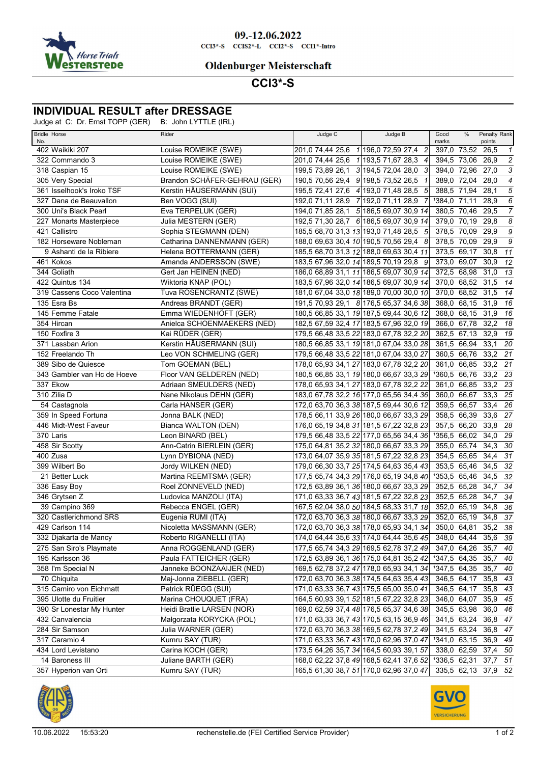09.-12.06.2022

CCI3*-S CCIS2*-L CCI2*-S CCI1*-Intro

**Oldenburger Meisterschaft**

## CCI3*-S

# INDIVIDUAL RESULT after DRESSAGE

Judge at C: Dr. Ernst TOPP (GER) B: John LYTTLE (IRL)

| Bridle No. | Horse | Rider | Judge C | | | | Judge B | | | | Good marks | % | Penalty points | Rank |
|---|---|---|---|---|---|---|---|---|---|---|---|---|---|---|
| 402 | Waikiki 207 | Louise ROMEIKE (SWE) | 201,0 | 74,44 | 25,6 | 1 | 196,0 | 72,59 | 27,4 | 2 | 397,0 | 73,52 | 26,5 | 1 |
| 322 | Commando 3 | Louise ROMEIKE (SWE) | 201,0 | 74,44 | 25,6 | 1 | 193,5 | 71,67 | 28,3 | 4 | 394,5 | 73,06 | 26,9 | 2 |
| 318 | Caspian 15 | Louise ROMEIKE (SWE) | 199,5 | 73,89 | 26,1 | 3 | 194,5 | 72,04 | 28,0 | 3 | 394,0 | 72,96 | 27,0 | 3 |
| 305 | Very Special | Brandon SCHÄFER-GEHRAU (GER) | 190,5 | 70,56 | 29,4 | 9 | 198,5 | 73,52 | 26,5 | 1 | 389,0 | 72,04 | 28,0 | 4 |
| 361 | Isselhook's Iroko TSF | Kerstin HÄUSERMANN (SUI) | 195,5 | 72,41 | 27,6 | 4 | 193,0 | 71,48 | 28,5 | 5 | 388,5 | 71,94 | 28,1 | 5 |
| 327 | Dana de Beauvallon | Ben VOGG (SUI) | 192,0 | 71,11 | 28,9 | 7 | 192,0 | 71,11 | 28,9 | 7 | ¹384,0 | 71,11 | 28,9 | 6 |
| 300 | Uni's Black Pearl | Eva TERPELUK (GER) | 194,0 | 71,85 | 28,1 | 5 | 186,5 | 69,07 | 30,9 | 14 | 380,5 | 70,46 | 29,5 | 7 |
| 227 | Monarts Masterpiece | Julia MESTERN (GER) | 192,5 | 71,30 | 28,7 | 6 | 186,5 | 69,07 | 30,9 | 14 | 379,0 | 70,19 | 29,8 | 8 |
| 421 | Callistro | Sophia STEGMANN (DEN) | 185,5 | 68,70 | 31,3 | 13 | 193,0 | 71,48 | 28,5 | 5 | 378,5 | 70,09 | 29,9 | 9 |
| 182 | Horseware Nobleman | Catharina DANNENMANN (GER) | 188,0 | 69,63 | 30,4 | 10 | 190,5 | 70,56 | 29,4 | 8 | 378,5 | 70,09 | 29,9 | 9 |
| 9 | Ashanti de la Ribiere | Helena BOTTERMANN (GER) | 185,5 | 68,70 | 31,3 | 12 | 188,0 | 69,63 | 30,4 | 11 | 373,5 | 69,17 | 30,8 | 11 |
| 461 | Kokos | Amanda ANDERSSON (SWE) | 183,5 | 67,96 | 32,0 | 14 | 189,5 | 70,19 | 29,8 | 9 | 373,0 | 69,07 | 30,9 | 12 |
| 344 | Goliath | Gert Jan HEINEN (NED) | 186,0 | 68,89 | 31,1 | 11 | 186,5 | 69,07 | 30,9 | 14 | 372,5 | 68,98 | 31,0 | 13 |
| 422 | Quintus 134 | Wiktoria KNAP (POL) | 183,5 | 67,96 | 32,0 | 14 | 186,5 | 69,07 | 30,9 | 14 | 370,0 | 68,52 | 31,5 | 14 |
| 319 | Cassens Coco Valentina | Tuva ROSENCRANTZ (SWE) | 181,0 | 67,04 | 33,0 | 18 | 189,0 | 70,00 | 30,0 | 10 | 370,0 | 68,52 | 31,5 | 14 |
| 135 | Esra Bs | Andreas BRANDT (GER) | 191,5 | 70,93 | 29,1 | 8 | 176,5 | 65,37 | 34,6 | 38 | 368,0 | 68,15 | 31,9 | 16 |
| 145 | Femme Fatale | Emma WIEDENHÖFT (GER) | 180,5 | 66,85 | 33,1 | 19 | 187,5 | 69,44 | 30,6 | 12 | 368,0 | 68,15 | 31,9 | 16 |
| 354 | Hircan | Anielca SCHOENMAEKERS (NED) | 182,5 | 67,59 | 32,4 | 17 | 183,5 | 67,96 | 32,0 | 19 | 366,0 | 67,78 | 32,2 | 18 |
| 150 | Foxfire 3 | Kai RÜDER (GER) | 179,5 | 66,48 | 33,5 | 22 | 183,0 | 67,78 | 32,2 | 20 | 362,5 | 67,13 | 32,9 | 19 |
| 371 | Lassban Arion | Kerstin HÄUSERMANN (SUI) | 180,5 | 66,85 | 33,1 | 19 | 181,0 | 67,04 | 33,0 | 28 | 361,5 | 66,94 | 33,1 | 20 |
| 152 | Freelando Th | Leo VON SCHMELING (GER) | 179,5 | 66,48 | 33,5 | 22 | 181,0 | 67,04 | 33,0 | 27 | 360,5 | 66,76 | 33,2 | 21 |
| 389 | Sibo de Quiesce | Tom GOEMAN (BEL) | 178,0 | 65,93 | 34,1 | 27 | 183,0 | 67,78 | 32,2 | 20 | 361,0 | 66,85 | 33,2 | 21 |
| 343 | Gambler van Hc de Hoeve | Floor VAN GELDEREN (NED) | 180,5 | 66,85 | 33,1 | 19 | 180,0 | 66,67 | 33,3 | 29 | ¹360,5 | 66,76 | 33,2 | 23 |
| 337 | Ekow | Adriaan SMEULDERS (NED) | 178,0 | 65,93 | 34,1 | 27 | 183,0 | 67,78 | 32,2 | 22 | 361,0 | 66,85 | 33,2 | 23 |
| 310 | Zilia D | Nane Nikolaus DEHN (GER) | 183,0 | 67,78 | 32,2 | 16 | 177,0 | 65,56 | 34,4 | 36 | 360,0 | 66,67 | 33,3 | 25 |
| 54 | Castagnola | Carla HANSER (GER) | 172,0 | 63,70 | 36,3 | 38 | 187,5 | 69,44 | 30,6 | 12 | 359,5 | 66,57 | 33,4 | 26 |
| 359 | In Speed Fortuna | Jonna BALK (NED) | 178,5 | 66,11 | 33,9 | 26 | 180,0 | 66,67 | 33,3 | 29 | 358,5 | 66,39 | 33,6 | 27 |
| 446 | Midt-West Faveur | Bianca WALTON (DEN) | 176,0 | 65,19 | 34,8 | 31 | 181,5 | 67,22 | 32,8 | 23 | 357,5 | 66,20 | 33,8 | 28 |
| 370 | Laris | Leon BINARD (BEL) | 179,5 | 66,48 | 33,5 | 22 | 177,0 | 65,56 | 34,4 | 36 | ¹356,5 | 66,02 | 34,0 | 29 |
| 458 | Sir Scotty | Ann-Catrin BIERLEIN (GER) | 175,0 | 64,81 | 35,2 | 32 | 180,0 | 66,67 | 33,3 | 29 | 355,0 | 65,74 | 34,3 | 30 |
| 400 | Zusa | Lynn DYBIONA (NED) | 173,0 | 64,07 | 35,9 | 35 | 181,5 | 67,22 | 32,8 | 23 | 354,5 | 65,65 | 34,4 | 31 |
| 399 | Wilbert Bo | Jordy WILKEN (NED) | 179,0 | 66,30 | 33,7 | 25 | 174,5 | 64,63 | 35,4 | 43 | 353,5 | 65,46 | 34,5 | 32 |
| 21 | Better Luck | Martina REEMTSMA (GER) | 177,5 | 65,74 | 34,3 | 29 | 176,0 | 65,19 | 34,8 | 40 | ¹353,5 | 65,46 | 34,5 | 32 |
| 336 | Easy Boy | Roel ZONNEVELD (NED) | 172,5 | 63,89 | 36,1 | 36 | 180,0 | 66,67 | 33,3 | 29 | 352,5 | 65,28 | 34,7 | 34 |
| 346 | Grytsen Z | Ludovica MANZOLI (ITA) | 171,0 | 63,33 | 36,7 | 43 | 181,5 | 67,22 | 32,8 | 23 | 352,5 | 65,28 | 34,7 | 34 |
| 39 | Campino 369 | Rebecca ENGEL (GER) | 167,5 | 62,04 | 38,0 | 50 | 184,5 | 68,33 | 31,7 | 18 | 352,0 | 65,19 | 34,8 | 36 |
| 320 | Castlerichmond SRS | Eugenia RUMI (ITA) | 172,0 | 63,70 | 36,3 | 38 | 180,0 | 66,67 | 33,3 | 29 | 352,0 | 65,19 | 34,8 | 37 |
| 429 | Carlson 114 | Nicoletta MASSMANN (GER) | 172,0 | 63,70 | 36,3 | 38 | 178,0 | 65,93 | 34,1 | 34 | 350,0 | 64,81 | 35,2 | 38 |
| 332 | Djakarta de Mancy | Roberto RIGANELLI (ITA) | 174,0 | 64,44 | 35,6 | 33 | 174,0 | 64,44 | 35,6 | 45 | 348,0 | 64,44 | 35,6 | 39 |
| 275 | San Siro's Playmate | Anna ROGGENLAND (GER) | 177,5 | 65,74 | 34,3 | 29 | 169,5 | 62,78 | 37,2 | 49 | 347,0 | 64,26 | 35,7 | 40 |
| 195 | Karlsson 36 | Paula FATTEICHER (GER) | 172,5 | 63,89 | 36,1 | 36 | 175,0 | 64,81 | 35,2 | 42 | ¹347,5 | 64,35 | 35,7 | 40 |
| 358 | I'm Special N | Janneke BOONZAAIJER (NED) | 169,5 | 62,78 | 37,2 | 47 | 178,0 | 65,93 | 34,1 | 34 | ¹347,5 | 64,35 | 35,7 | 40 |
| 70 | Chiquita | Maj-Jonna ZIEBELL (GER) | 172,0 | 63,70 | 36,3 | 38 | 174,5 | 64,63 | 35,4 | 43 | 346,5 | 64,17 | 35,8 | 43 |
| 315 | Camiro von Eichmatt | Patrick RÜEGG (SUI) | 171,0 | 63,33 | 36,7 | 43 | 175,5 | 65,00 | 35,0 | 41 | 346,5 | 64,17 | 35,8 | 43 |
| 395 | Ulotte du Fruitier | Marina CHOUQUET (FRA) | 164,5 | 60,93 | 39,1 | 52 | 181,5 | 67,22 | 32,8 | 23 | 346,0 | 64,07 | 35,9 | 45 |
| 390 | Sr Lonestar My Hunter | Heidi Bratlie LARSEN (NOR) | 169,0 | 62,59 | 37,4 | 48 | 176,5 | 65,37 | 34,6 | 38 | 345,5 | 63,98 | 36,0 | 46 |
| 432 | Canvalencia | Małgorzata KORYCKA (POL) | 171,0 | 63,33 | 36,7 | 43 | 170,5 | 63,15 | 36,9 | 46 | 341,5 | 63,24 | 36,8 | 47 |
| 284 | Sir Samson | Julia WARNER (GER) | 172,0 | 63,70 | 36,3 | 38 | 169,5 | 62,78 | 37,2 | 49 | 341,5 | 63,24 | 36,8 | 47 |
| 317 | Caramio 4 | Kumru SAY (TUR) | 171,0 | 63,33 | 36,7 | 43 | 170,0 | 62,96 | 37,0 | 47 | ¹341,0 | 63,15 | 36,9 | 49 |
| 434 | Lord Levistano | Carina KOCH (GER) | 173,5 | 64,26 | 35,7 | 34 | 164,5 | 60,93 | 39,1 | 57 | 338,0 | 62,59 | 37,4 | 50 |
| 14 | Baroness III | Juliane BARTH (GER) | 168,0 | 62,22 | 37,8 | 49 | 168,5 | 62,41 | 37,6 | 52 | ¹336,5 | 62,31 | 37,7 | 51 |
| 357 | Hyperion van Orti | Kumru SAY (TUR) | 165,5 | 61,30 | 38,7 | 51 | 170,0 | 62,96 | 37,0 | 47 | 335,5 | 62,13 | 37,9 | 52 |

10.06.2022 15:53:20 rechenstelle.de (FEI Certified Service Provider)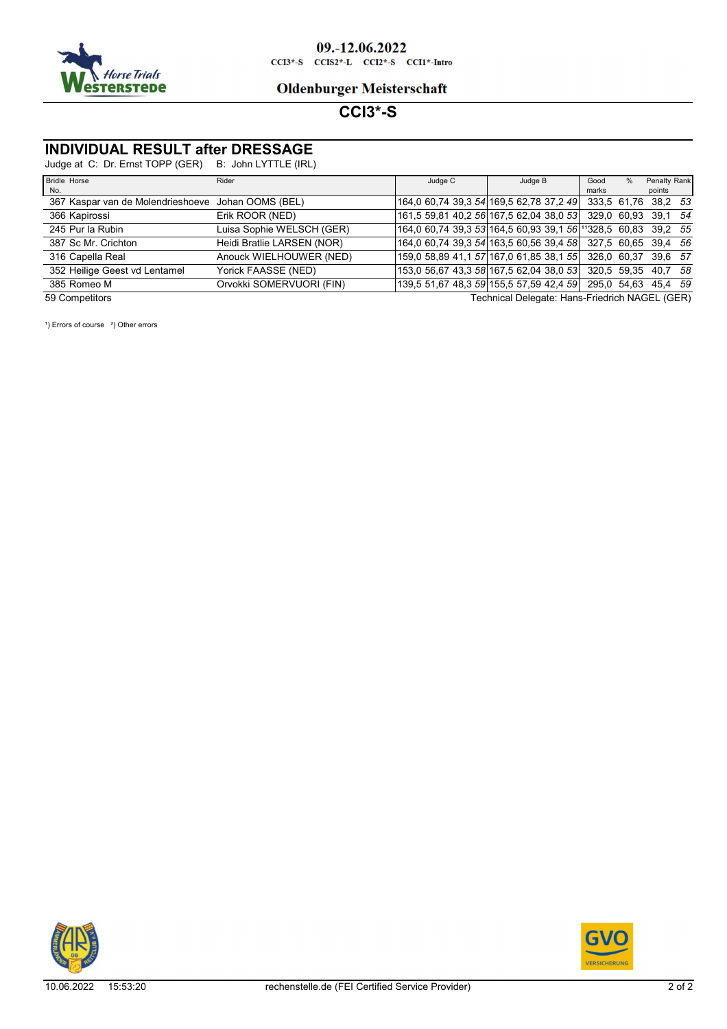09.-12.06.2022

CCI3*-S CCIS2*-L CCI2*-S CCI1*-Intro

Oldenburger Meisterschaft

# CCI3*-S

## INDIVIDUAL RESULT after DRESSAGE

Judge at C: Dr. Ernst TOPP (GER) B: John LYTTLE (IRL)

| Bridle No. | Horse | Rider | Judge C | | | | Judge B | | | | Good marks | % | Penalty points | Rank |
|---|---|---|---|---|---|---|---|---|---|---|---|---|---|---|
| 367 | Kaspar van de Molendrieshoeve | Johan OOMS (BEL) | 164,0 | 60,74 | 39,3 | *54* | 169,5 | 62,78 | 37,2 | *49* | 333,5 | 61,76 | 38,2 | *53* |
| 366 | Kapirossi | Erik ROOR (NED) | 161,5 | 59,81 | 40,2 | *56* | 167,5 | 62,04 | 38,0 | *53* | 329,0 | 60,93 | 39,1 | *54* |
| 245 | Pur la Rubin | Luisa Sophie WELSCH (GER) | 164,0 | 60,74 | 39,3 | *53* | 164,5 | 60,93 | 39,1 | *56* | [1]328,5 | 60,83 | 39,2 | *55* |
| 387 | Sc Mr. Crichton | Heidi Bratlie LARSEN (NOR) | 164,0 | 60,74 | 39,3 | *54* | 163,5 | 60,56 | 39,4 | *58* | 327,5 | 60,65 | 39,4 | *56* |
| 316 | Capella Real | Anouck WIELHOUWER (NED) | 159,0 | 58,89 | 41,1 | *57* | 167,0 | 61,85 | 38,1 | *55* | 326,0 | 60,37 | 39,6 | *57* |
| 352 | Heilige Geest vd Lentamel | Yorick FAASSE (NED) | 153,0 | 56,67 | 43,3 | *58* | 167,5 | 62,04 | 38,0 | *53* | 320,5 | 59,35 | 40,7 | *58* |
| 385 | Romeo M | Orvokki SOMERVUORI (FIN) | 139,5 | 51,67 | 48,3 | *59* | 155,5 | 57,59 | 42,4 | *59* | 295,0 | 54,63 | 45,4 | *59* |

59 Competitors

Technical Delegate: Hans-Friedrich NAGEL (GER)

[1]) Errors of course [2]) Other errors

10.06.2022 15:53:20 rechenstelle.de (FEI Certified Service Provider)